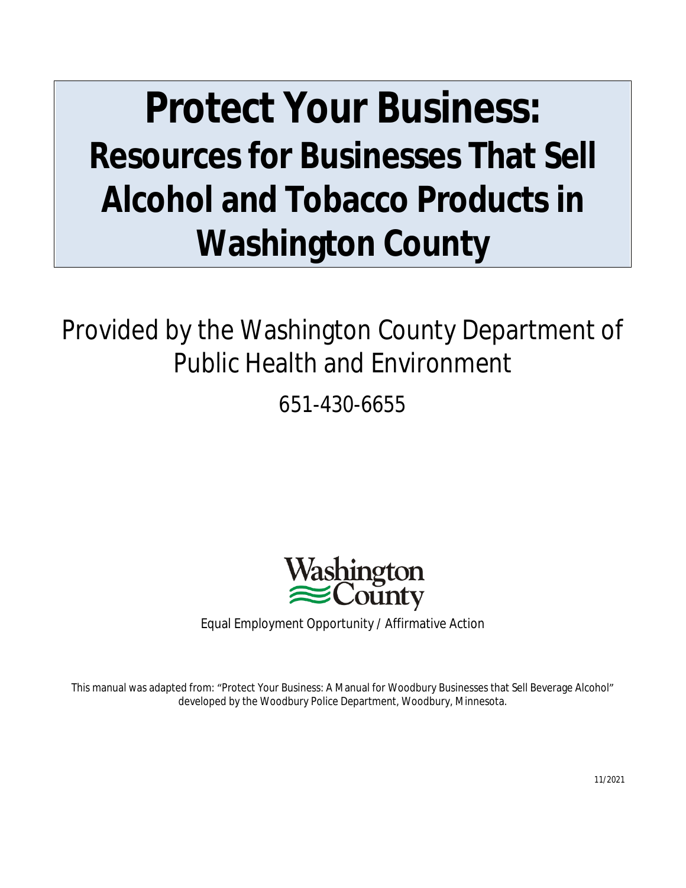# Protect Your Business: Resources for Businesses That Sell Alcohol and Tobacco Products in Washington County

Provided by the Washington County Department of Public Health and Environment

651-430-6655

Washington County

Equal Employment Opportunity / Affirmative Action

This manual was adapted from: "Protect Your Business: A Manual for Woodbury Businesses that Sell Beverage Alcohol" developed by the Woodbury Police Department, Woodbury, Minnesota.

11/2021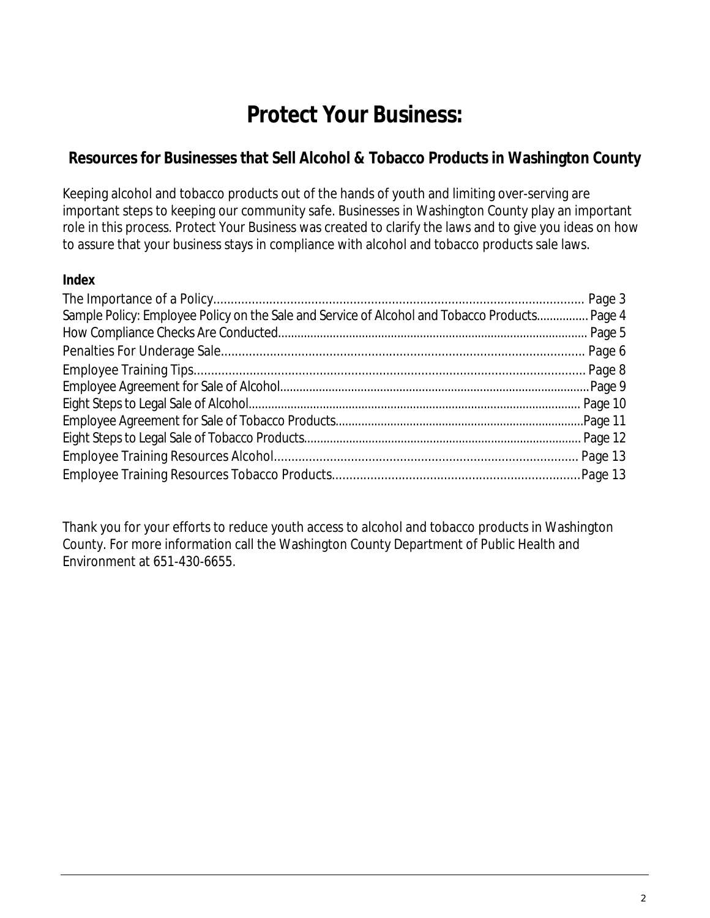# Protect Your Business:

## Resources for Businesses that Sell Alcohol & Tobacco Products in Washington County

Keeping alcohol and tobacco products out of the hands of youth and limiting over-serving are important steps to keeping our community safe. Businesses in Washington County play an important role in this process. Protect Your Business was created to clarify the laws and to give you ideas on how to assure that your business stays in compliance with alcohol and tobacco products sale laws.

**Index**

The Importance of a Policy.......... Page 3
Sample Policy: Employee Policy on the Sale and Service of Alcohol and Tobacco Products.......... Page 4
How Compliance Checks Are Conducted.......... Page 5
Penalties For Underage Sale.......... Page 6
Employee Training Tips.......... Page 8
Employee Agreement for Sale of Alcohol.......... Page 9
Eight Steps to Legal Sale of Alcohol.......... Page 10
Employee Agreement for Sale of Tobacco Products.......... Page 11
Eight Steps to Legal Sale of Tobacco Products.......... Page 12
Employee Training Resources Alcohol.......... Page 13
Employee Training Resources Tobacco Products.......... Page 13

Thank you for your efforts to reduce youth access to alcohol and tobacco products in Washington County. For more information call the Washington County Department of Public Health and Environment at 651-430-6655.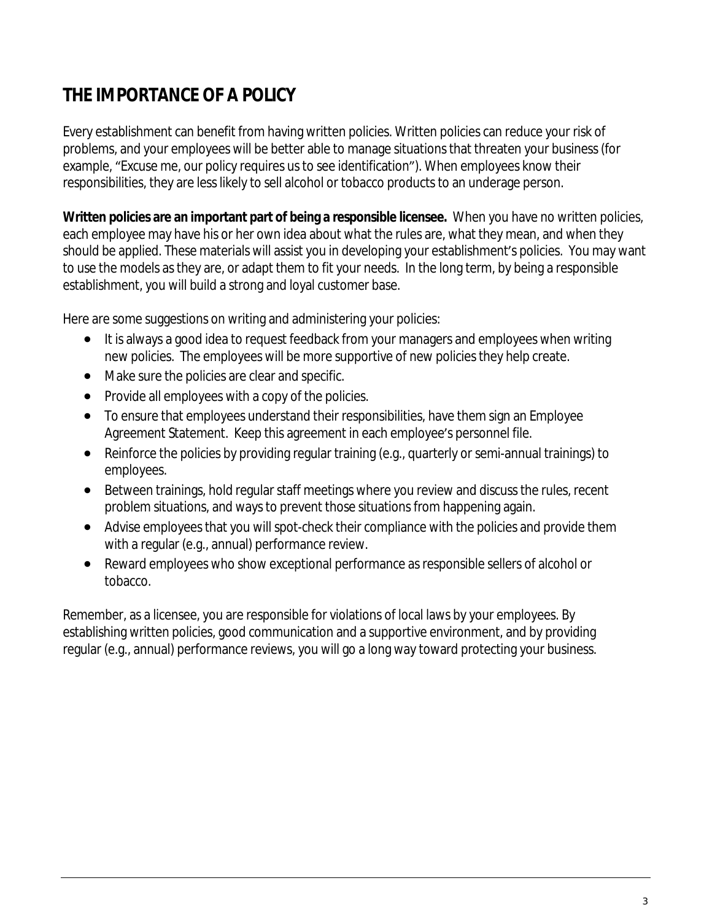# THE IMPORTANCE OF A POLICY

Every establishment can benefit from having written policies. Written policies can reduce your risk of problems, and your employees will be better able to manage situations that threaten your business (for example, "Excuse me, our policy requires us to see identification"). When employees know their responsibilities, they are less likely to sell alcohol or tobacco products to an underage person.

**Written policies are an important part of being a responsible licensee.** When you have no written policies, each employee may have his or her own idea about what the rules are, what they mean, and when they should be applied. These materials will assist you in developing your establishment's policies. You may want to use the models as they are, or adapt them to fit your needs. In the long term, by being a responsible establishment, you will build a strong and loyal customer base.

Here are some suggestions on writing and administering your policies:

- It is always a good idea to request feedback from your managers and employees when writing new policies. The employees will be more supportive of new policies they help create.
- Make sure the policies are clear and specific.
- Provide all employees with a copy of the policies.
- To ensure that employees understand their responsibilities, have them sign an Employee Agreement Statement. Keep this agreement in each employee's personnel file.
- Reinforce the policies by providing regular training (e.g., quarterly or semi-annual trainings) to employees.
- Between trainings, hold regular staff meetings where you review and discuss the rules, recent problem situations, and ways to prevent those situations from happening again.
- Advise employees that you will spot-check their compliance with the policies and provide them with a regular (e.g., annual) performance review.
- Reward employees who show exceptional performance as responsible sellers of alcohol or tobacco.

Remember, as a licensee, you are responsible for violations of local laws by your employees. By establishing written policies, good communication and a supportive environment, and by providing regular (e.g., annual) performance reviews, you will go a long way toward protecting your business.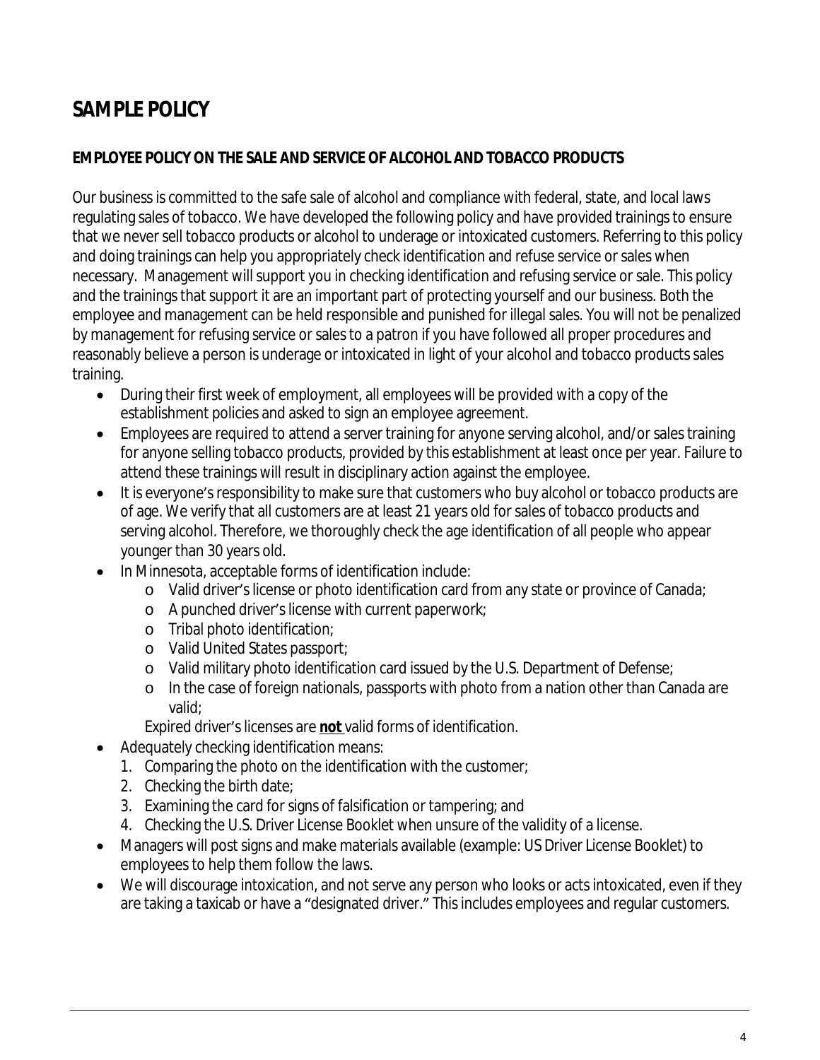# SAMPLE POLICY

## EMPLOYEE POLICY ON THE SALE AND SERVICE OF ALCOHOL AND TOBACCO PRODUCTS

Our business is committed to the safe sale of alcohol and compliance with federal, state, and local laws regulating sales of tobacco. We have developed the following policy and have provided trainings to ensure that we never sell tobacco products or alcohol to underage or intoxicated customers. Referring to this policy and doing trainings can help you appropriately check identification and refuse service or sales when necessary. Management will support you in checking identification and refusing service or sale. This policy and the trainings that support it are an important part of protecting yourself and our business. Both the employee and management can be held responsible and punished for illegal sales. You will not be penalized by management for refusing service or sales to a patron if you have followed all proper procedures and reasonably believe a person is underage or intoxicated in light of your alcohol and tobacco products sales training.

- During their first week of employment, all employees will be provided with a copy of the establishment policies and asked to sign an employee agreement.
- Employees are required to attend a server training for anyone serving alcohol, and/or sales training for anyone selling tobacco products, provided by this establishment at least once per year. Failure to attend these trainings will result in disciplinary action against the employee.
- It is everyone's responsibility to make sure that customers who buy alcohol or tobacco products are of age. We verify that all customers are at least 21 years old for sales of tobacco products and serving alcohol. Therefore, we thoroughly check the age identification of all people who appear younger than 30 years old.
- In Minnesota, acceptable forms of identification include:
    - Valid driver's license or photo identification card from any state or province of Canada;
    - A punched driver's license with current paperwork;
    - Tribal photo identification;
    - Valid United States passport;
    - Valid military photo identification card issued by the U.S. Department of Defense;
    - In the case of foreign nationals, passports with photo from a nation other than Canada are valid;

  Expired driver's licenses are **not** valid forms of identification.
- Adequately checking identification means:
    1. Comparing the photo on the identification with the customer;
    2. Checking the birth date;
    3. Examining the card for signs of falsification or tampering; and
    4. Checking the U.S. Driver License Booklet when unsure of the validity of a license.
- Managers will post signs and make materials available (example: US Driver License Booklet) to employees to help them follow the laws.
- We will discourage intoxication, and not serve any person who looks or acts intoxicated, even if they are taking a taxicab or have a "designated driver." This includes employees and regular customers.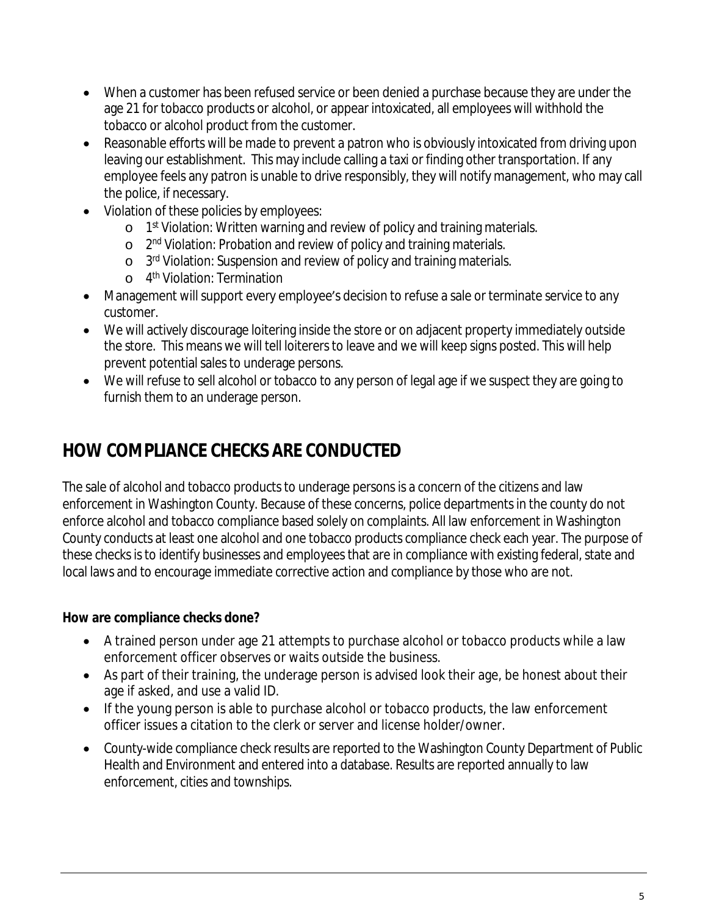- When a customer has been refused service or been denied a purchase because they are under the age 21 for tobacco products or alcohol, or appear intoxicated, all employees will withhold the tobacco or alcohol product from the customer.
- Reasonable efforts will be made to prevent a patron who is obviously intoxicated from driving upon leaving our establishment. This may include calling a taxi or finding other transportation. If any employee feels any patron is unable to drive responsibly, they will notify management, who may call the police, if necessary.
- Violation of these policies by employees:
  - 1st Violation: Written warning and review of policy and training materials.
  - 2nd Violation: Probation and review of policy and training materials.
  - 3rd Violation: Suspension and review of policy and training materials.
  - 4th Violation: Termination
- Management will support every employee's decision to refuse a sale or terminate service to any customer.
- We will actively discourage loitering inside the store or on adjacent property immediately outside the store. This means we will tell loiterers to leave and we will keep signs posted. This will help prevent potential sales to underage persons.
- We will refuse to sell alcohol or tobacco to any person of legal age if we suspect they are going to furnish them to an underage person.

## HOW COMPLIANCE CHECKS ARE CONDUCTED

The sale of alcohol and tobacco products to underage persons is a concern of the citizens and law enforcement in Washington County. Because of these concerns, police departments in the county do not enforce alcohol and tobacco compliance based solely on complaints. All law enforcement in Washington County conducts at least one alcohol and one tobacco products compliance check each year. The purpose of these checks is to identify businesses and employees that are in compliance with existing federal, state and local laws and to encourage immediate corrective action and compliance by those who are not.

**How are compliance checks done?**

- A trained person under age 21 attempts to purchase alcohol or tobacco products while a law enforcement officer observes or waits outside the business.
- As part of their training, the underage person is advised look their age, be honest about their age if asked, and use a valid ID.
- If the young person is able to purchase alcohol or tobacco products, the law enforcement officer issues a citation to the clerk or server and license holder/owner.
- County-wide compliance check results are reported to the Washington County Department of Public Health and Environment and entered into a database. Results are reported annually to law enforcement, cities and townships.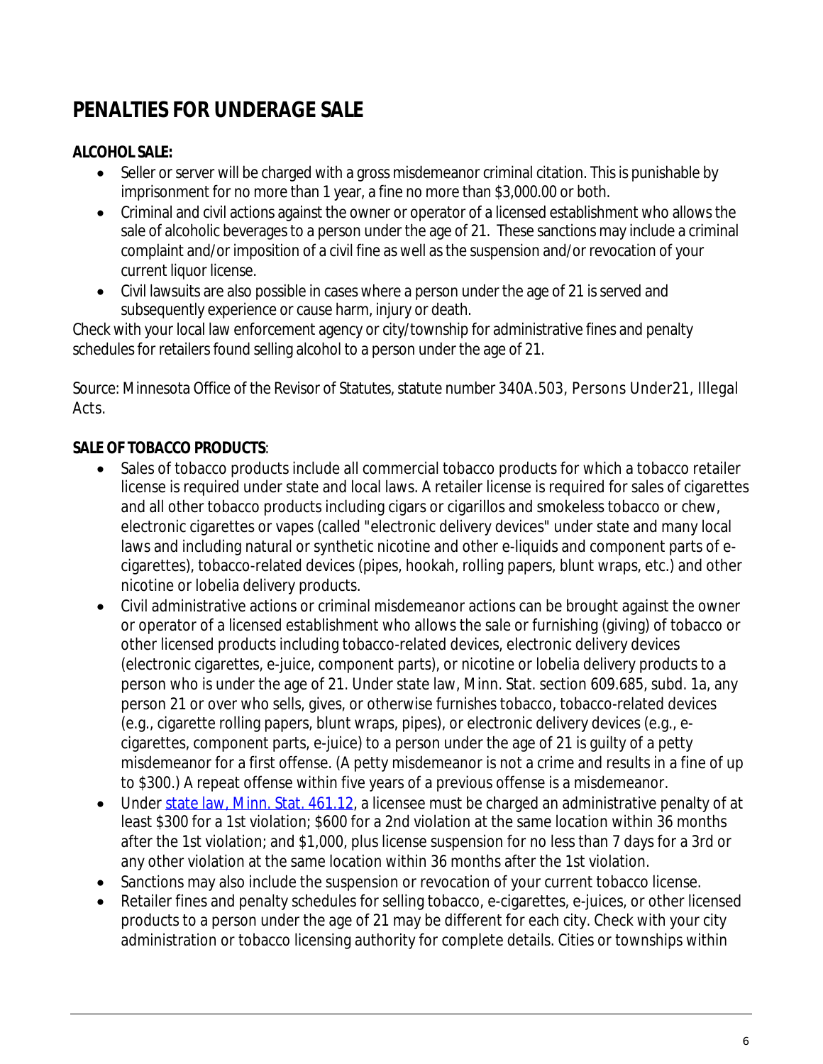# PENALTIES FOR UNDERAGE SALE

**ALCOHOL SALE:**

- Seller or server will be charged with a gross misdemeanor criminal citation. This is punishable by imprisonment for no more than 1 year, a fine no more than $3,000.00 or both.
- Criminal and civil actions against the owner or operator of a licensed establishment who allows the sale of alcoholic beverages to a person under the age of 21. These sanctions may include a criminal complaint and/or imposition of a civil fine as well as the suspension and/or revocation of your current liquor license.
- Civil lawsuits are also possible in cases where a person under the age of 21 is served and subsequently experience or cause harm, injury or death.

Check with your local law enforcement agency or city/township for administrative fines and penalty schedules for retailers found selling alcohol to a person under the age of 21.

Source: Minnesota Office of the Revisor of Statutes, statute number 340A.503, Persons Under21, Illegal Acts.

**SALE OF TOBACCO PRODUCTS**:

- Sales of tobacco products include all commercial tobacco products for which a tobacco retailer license is required under state and local laws. A retailer license is required for sales of cigarettes and all other tobacco products including cigars or cigarillos and smokeless tobacco or chew, electronic cigarettes or vapes (called "electronic delivery devices" under state and many local laws and including natural or synthetic nicotine and other e-liquids and component parts of e-cigarettes), tobacco-related devices (pipes, hookah, rolling papers, blunt wraps, etc.) and other nicotine or lobelia delivery products.
- Civil administrative actions or criminal misdemeanor actions can be brought against the owner or operator of a licensed establishment who allows the sale or furnishing (giving) of tobacco or other licensed products including tobacco-related devices, electronic delivery devices (electronic cigarettes, e-juice, component parts), or nicotine or lobelia delivery products to a person who is under the age of 21. Under state law, Minn. Stat. section 609.685, subd. 1a, any person 21 or over who sells, gives, or otherwise furnishes tobacco, tobacco-related devices (e.g., cigarette rolling papers, blunt wraps, pipes), or electronic delivery devices (e.g., e-cigarettes, component parts, e-juice) to a person under the age of 21 is guilty of a petty misdemeanor for a first offense. (A petty misdemeanor is not a crime and results in a fine of up to $300.) A repeat offense within five years of a previous offense is a misdemeanor.
- Under [state law, Minn. Stat. 461.12](), a licensee must be charged an administrative penalty of at least $300 for a 1st violation; $600 for a 2nd violation at the same location within 36 months after the 1st violation; and $1,000, plus license suspension for no less than 7 days for a 3rd or any other violation at the same location within 36 months after the 1st violation.
- Sanctions may also include the suspension or revocation of your current tobacco license.
- Retailer fines and penalty schedules for selling tobacco, e-cigarettes, e-juices, or other licensed products to a person under the age of 21 may be different for each city. Check with your city administration or tobacco licensing authority for complete details. Cities or townships within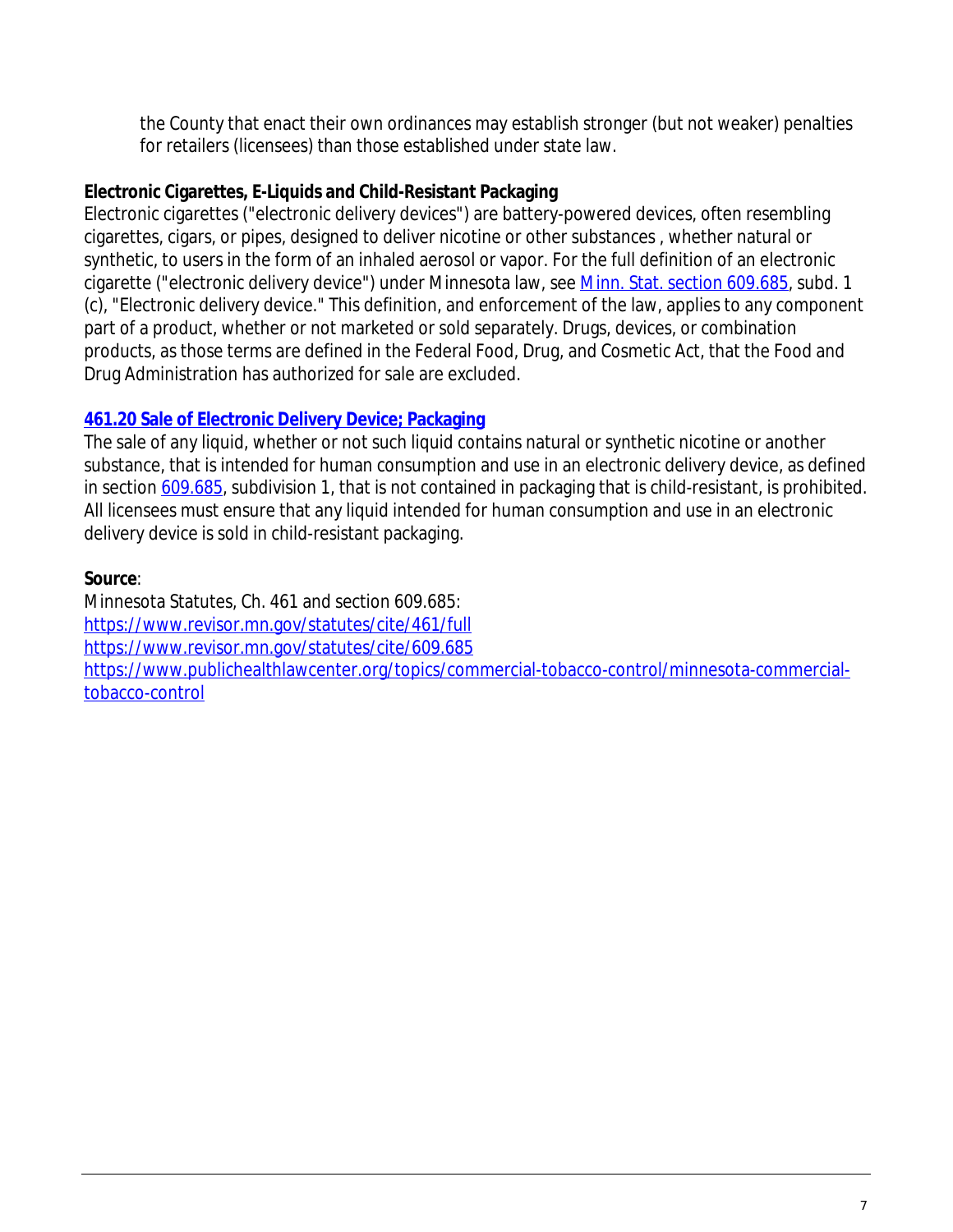the County that enact their own ordinances may establish stronger (but not weaker) penalties for retailers (licensees) than those established under state law.

**Electronic Cigarettes, E-Liquids and Child-Resistant Packaging**

Electronic cigarettes ("electronic delivery devices") are battery-powered devices, often resembling cigarettes, cigars, or pipes, designed to deliver nicotine or other substances , whether natural or synthetic, to users in the form of an inhaled aerosol or vapor. For the full definition of an electronic cigarette ("electronic delivery device") under Minnesota law, see [Minn. Stat. section 609.685](https://www.revisor.mn.gov/statutes/cite/609.685), subd. 1 (c), "Electronic delivery device." This definition, and enforcement of the law, applies to any component part of a product, whether or not marketed or sold separately. Drugs, devices, or combination products, as those terms are defined in the Federal Food, Drug, and Cosmetic Act, that the Food and Drug Administration has authorized for sale are excluded.

**461.20 Sale of Electronic Delivery Device; Packaging**

The sale of any liquid, whether or not such liquid contains natural or synthetic nicotine or another substance, that is intended for human consumption and use in an electronic delivery device, as defined in section 609.685, subdivision 1, that is not contained in packaging that is child-resistant, is prohibited. All licensees must ensure that any liquid intended for human consumption and use in an electronic delivery device is sold in child-resistant packaging.

**Source**:

Minnesota Statutes, Ch. 461 and section 609.685:
https://www.revisor.mn.gov/statutes/cite/461/full
https://www.revisor.mn.gov/statutes/cite/609.685
https://www.publichealthlawcenter.org/topics/commercial-tobacco-control/minnesota-commercial-tobacco-control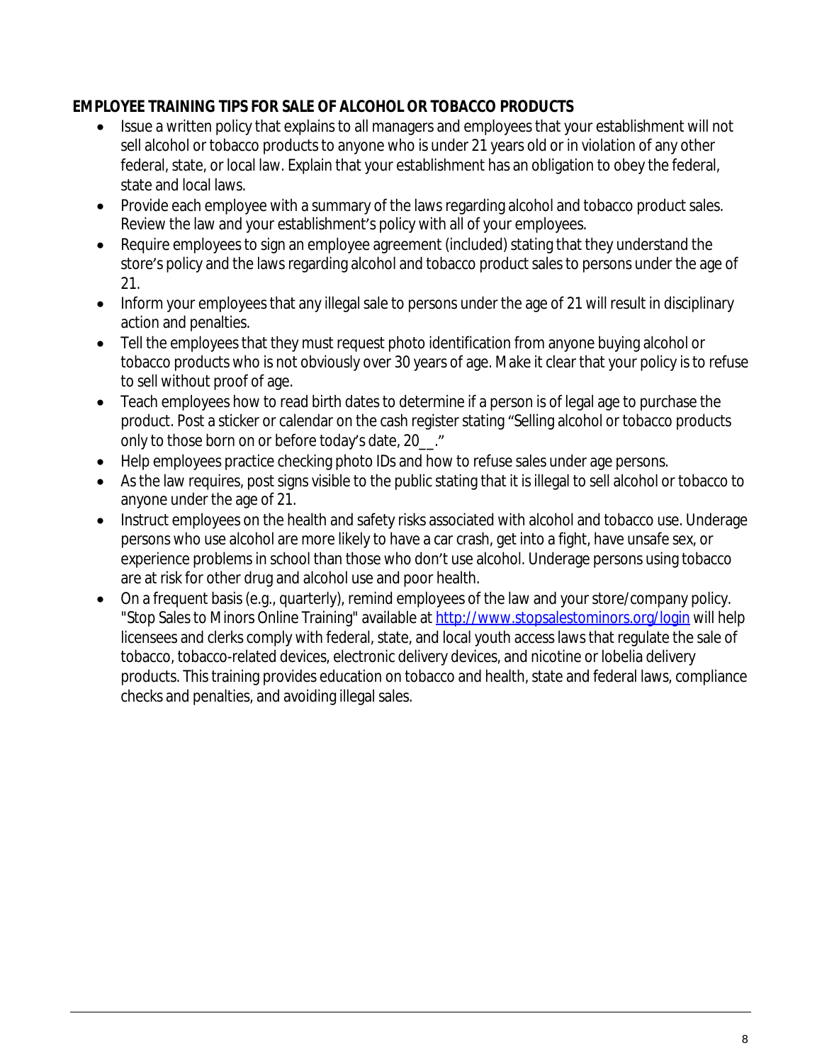**EMPLOYEE TRAINING TIPS FOR SALE OF ALCOHOL OR TOBACCO PRODUCTS**

- Issue a written policy that explains to all managers and employees that your establishment will not sell alcohol or tobacco products to anyone who is under 21 years old or in violation of any other federal, state, or local law. Explain that your establishment has an obligation to obey the federal, state and local laws.
- Provide each employee with a summary of the laws regarding alcohol and tobacco product sales. Review the law and your establishment's policy with all of your employees.
- Require employees to sign an employee agreement (included) stating that they understand the store's policy and the laws regarding alcohol and tobacco product sales to persons under the age of 21.
- Inform your employees that any illegal sale to persons under the age of 21 will result in disciplinary action and penalties.
- Tell the employees that they must request photo identification from anyone buying alcohol or tobacco products who is not obviously over 30 years of age. Make it clear that your policy is to refuse to sell without proof of age.
- Teach employees how to read birth dates to determine if a person is of legal age to purchase the product. Post a sticker or calendar on the cash register stating "Selling alcohol or tobacco products only to those born on or before today's date, 20__."
- Help employees practice checking photo IDs and how to refuse sales under age persons.
- As the law requires, post signs visible to the public stating that it is illegal to sell alcohol or tobacco to anyone under the age of 21.
- Instruct employees on the health and safety risks associated with alcohol and tobacco use. Underage persons who use alcohol are more likely to have a car crash, get into a fight, have unsafe sex, or experience problems in school than those who don't use alcohol. Underage persons using tobacco are at risk for other drug and alcohol use and poor health.
- On a frequent basis (e.g., quarterly), remind employees of the law and your store/company policy. "Stop Sales to Minors Online Training" available at [http://www.stopsalestominors.org/login](http://www.stopsalestominors.org/login) will help licensees and clerks comply with federal, state, and local youth access laws that regulate the sale of tobacco, tobacco-related devices, electronic delivery devices, and nicotine or lobelia delivery products. This training provides education on tobacco and health, state and federal laws, compliance checks and penalties, and avoiding illegal sales.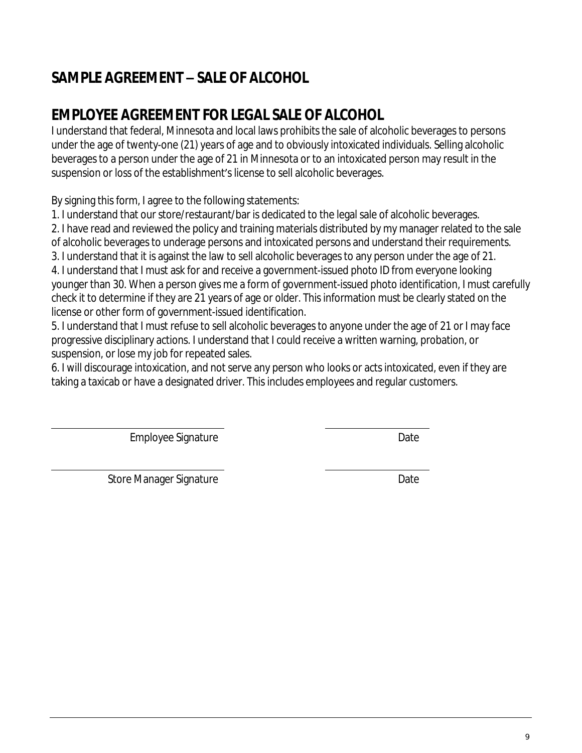## SAMPLE AGREEMENT – SALE OF ALCOHOL

## EMPLOYEE AGREEMENT FOR LEGAL SALE OF ALCOHOL

I understand that federal, Minnesota and local laws prohibits the sale of alcoholic beverages to persons under the age of twenty-one (21) years of age and to obviously intoxicated individuals. Selling alcoholic beverages to a person under the age of 21 in Minnesota or to an intoxicated person may result in the suspension or loss of the establishment's license to sell alcoholic beverages.

By signing this form, I agree to the following statements:

1. I understand that our store/restaurant/bar is dedicated to the legal sale of alcoholic beverages.
2. I have read and reviewed the policy and training materials distributed by my manager related to the sale of alcoholic beverages to underage persons and intoxicated persons and understand their requirements.
3. I understand that it is against the law to sell alcoholic beverages to any person under the age of 21.
4. I understand that I must ask for and receive a government-issued photo ID from everyone looking younger than 30. When a person gives me a form of government-issued photo identification, I must carefully check it to determine if they are 21 years of age or older. This information must be clearly stated on the license or other form of government-issued identification.
5. I understand that I must refuse to sell alcoholic beverages to anyone under the age of 21 or I may face progressive disciplinary actions. I understand that I could receive a written warning, probation, or suspension, or lose my job for repeated sales.
6. I will discourage intoxication, and not serve any person who looks or acts intoxicated, even if they are taking a taxicab or have a designated driver. This includes employees and regular customers.

\_\_\_\_\_\_\_\_\_\_\_\_\_\_\_\_\_\_\_\_\_\_\_\_\_\_\_\_ \_\_\_\_\_\_\_\_\_\_\_\_\_\_\_\_
Employee Signature Date

\_\_\_\_\_\_\_\_\_\_\_\_\_\_\_\_\_\_\_\_\_\_\_\_\_\_\_\_ \_\_\_\_\_\_\_\_\_\_\_\_\_\_\_\_
Store Manager Signature Date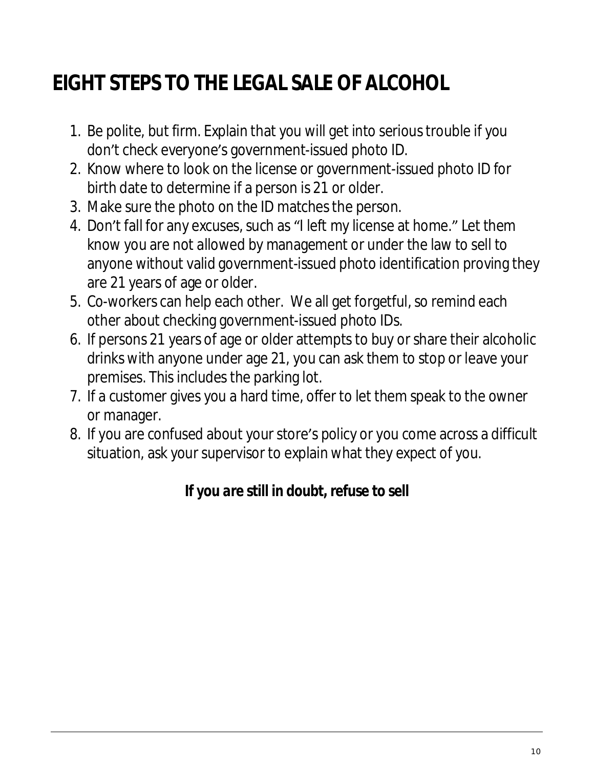# EIGHT STEPS TO THE LEGAL SALE OF ALCOHOL

1. Be polite, but firm. Explain that you will get into serious trouble if you don't check everyone's government-issued photo ID.
2. Know where to look on the license or government-issued photo ID for birth date to determine if a person is 21 or older.
3. Make sure the photo on the ID matches the person.
4. Don't fall for any excuses, such as "I left my license at home." Let them know you are not allowed by management or under the law to sell to anyone without valid government-issued photo identification proving they are 21 years of age or older.
5. Co-workers can help each other. We all get forgetful, so remind each other about checking government-issued photo IDs.
6. If persons 21 years of age or older attempts to buy or share their alcoholic drinks with anyone under age 21, you can ask them to stop or leave your premises. This includes the parking lot.
7. If a customer gives you a hard time, offer to let them speak to the owner or manager.
8. If you are confused about your store's policy or you come across a difficult situation, ask your supervisor to explain what they expect of you.

**If you are still in doubt, refuse to sell**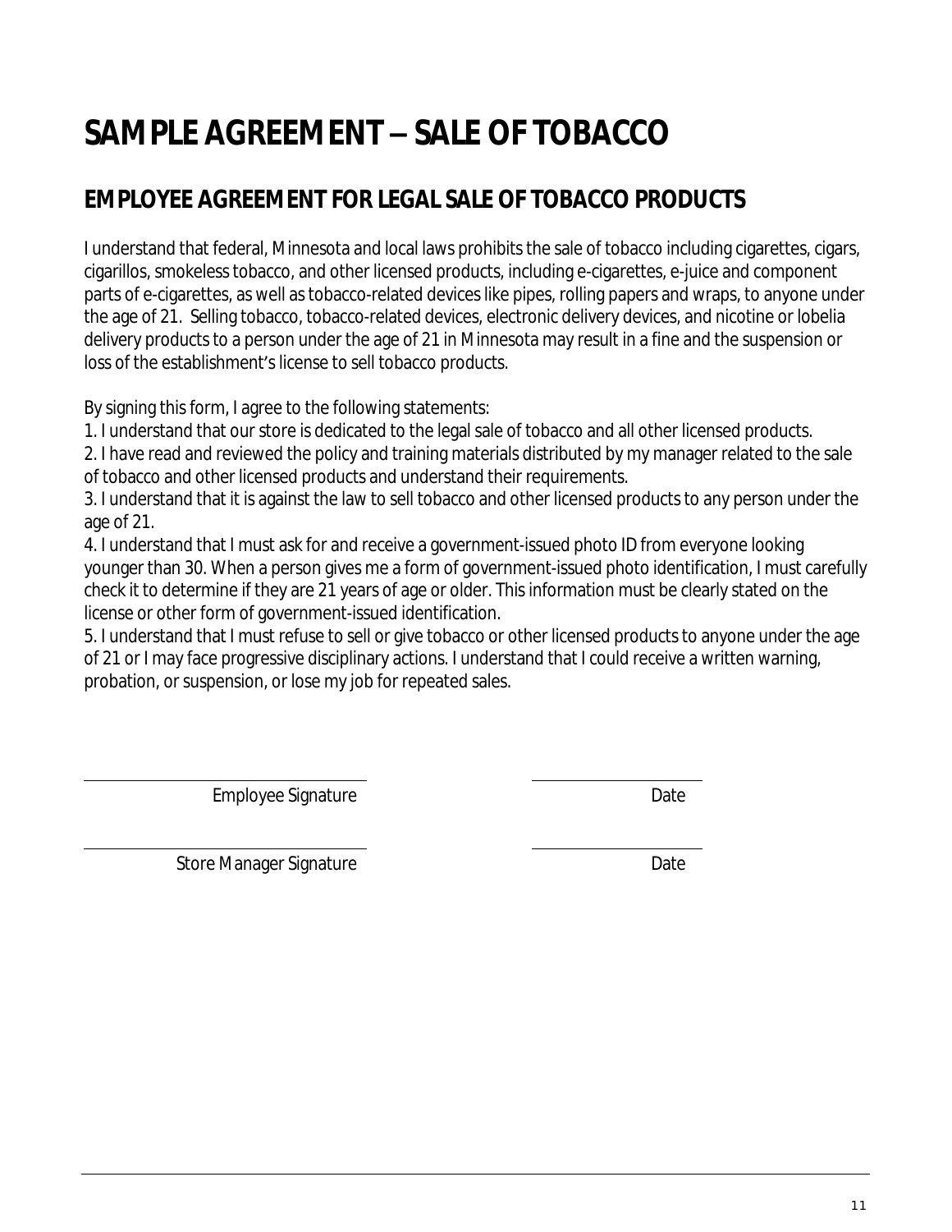# SAMPLE AGREEMENT – SALE OF TOBACCO

## EMPLOYEE AGREEMENT FOR LEGAL SALE OF TOBACCO PRODUCTS

I understand that federal, Minnesota and local laws prohibits the sale of tobacco including cigarettes, cigars, cigarillos, smokeless tobacco, and other licensed products, including e-cigarettes, e-juice and component parts of e-cigarettes, as well as tobacco-related devices like pipes, rolling papers and wraps, to anyone under the age of 21. Selling tobacco, tobacco-related devices, electronic delivery devices, and nicotine or lobelia delivery products to a person under the age of 21 in Minnesota may result in a fine and the suspension or loss of the establishment's license to sell tobacco products.

By signing this form, I agree to the following statements:

1. I understand that our store is dedicated to the legal sale of tobacco and all other licensed products.
2. I have read and reviewed the policy and training materials distributed by my manager related to the sale of tobacco and other licensed products and understand their requirements.
3. I understand that it is against the law to sell tobacco and other licensed products to any person under the age of 21.
4. I understand that I must ask for and receive a government-issued photo ID from everyone looking younger than 30. When a person gives me a form of government-issued photo identification, I must carefully check it to determine if they are 21 years of age or older. This information must be clearly stated on the license or other form of government-issued identification.
5. I understand that I must refuse to sell or give tobacco or other licensed products to anyone under the age of 21 or I may face progressive disciplinary actions. I understand that I could receive a written warning, probation, or suspension, or lose my job for repeated sales.

\_\_\_\_\_\_\_\_\_\_\_\_\_\_\_\_\_\_\_\_\_\_\_\_\_\_\_\_\_\_ \_\_\_\_\_\_\_\_\_\_\_\_\_\_\_\_\_\_

Employee Signature Date

\_\_\_\_\_\_\_\_\_\_\_\_\_\_\_\_\_\_\_\_\_\_\_\_\_\_\_\_\_\_ \_\_\_\_\_\_\_\_\_\_\_\_\_\_\_\_\_\_

Store Manager Signature Date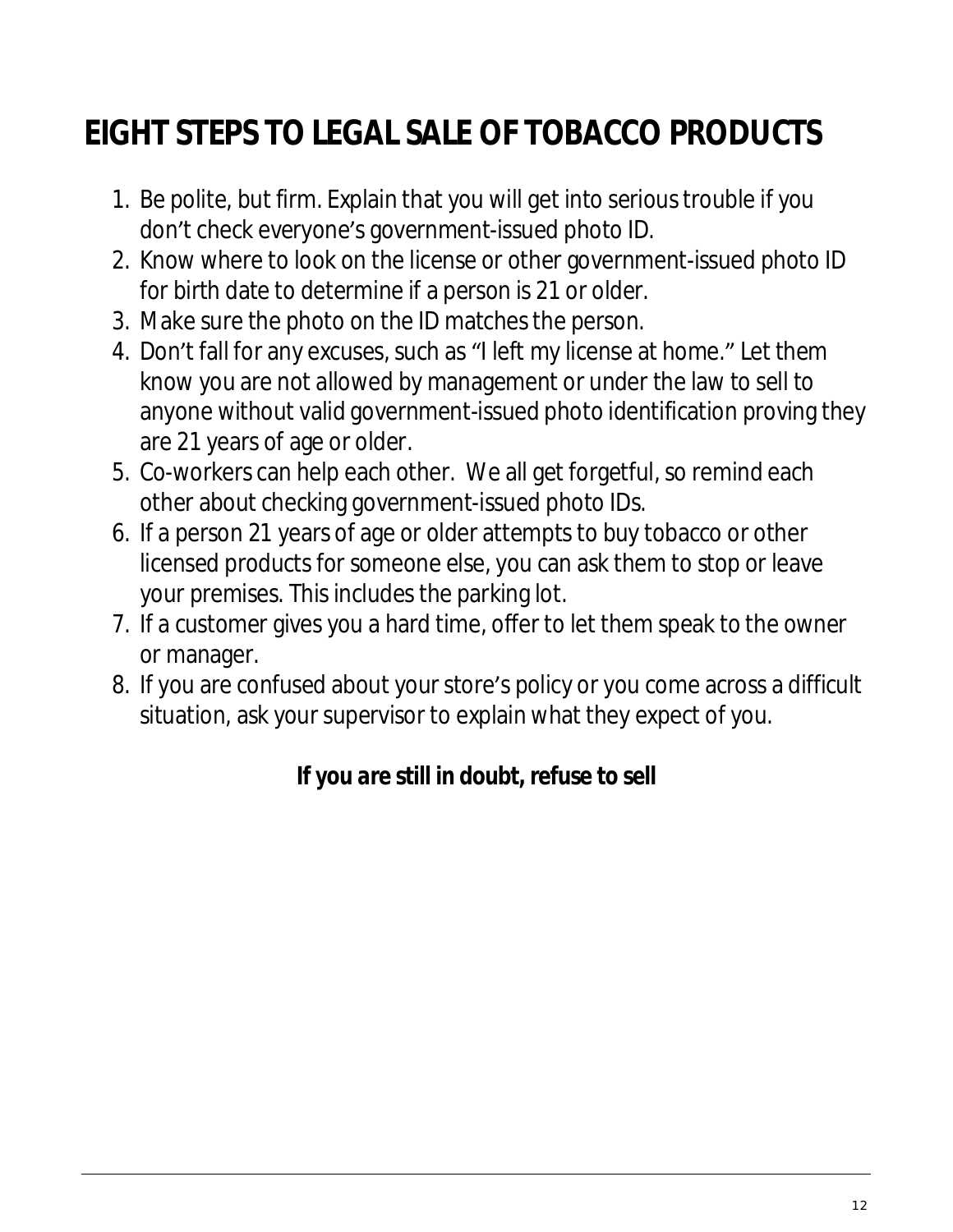# EIGHT STEPS TO LEGAL SALE OF TOBACCO PRODUCTS

1. Be polite, but firm. Explain that you will get into serious trouble if you don't check everyone's government-issued photo ID.
2. Know where to look on the license or other government-issued photo ID for birth date to determine if a person is 21 or older.
3. Make sure the photo on the ID matches the person.
4. Don't fall for any excuses, such as "I left my license at home." Let them know you are not allowed by management or under the law to sell to anyone without valid government-issued photo identification proving they are 21 years of age or older.
5. Co-workers can help each other. We all get forgetful, so remind each other about checking government-issued photo IDs.
6. If a person 21 years of age or older attempts to buy tobacco or other licensed products for someone else, you can ask them to stop or leave your premises. This includes the parking lot.
7. If a customer gives you a hard time, offer to let them speak to the owner or manager.
8. If you are confused about your store's policy or you come across a difficult situation, ask your supervisor to explain what they expect of you.

***If you are still in doubt, refuse to sell***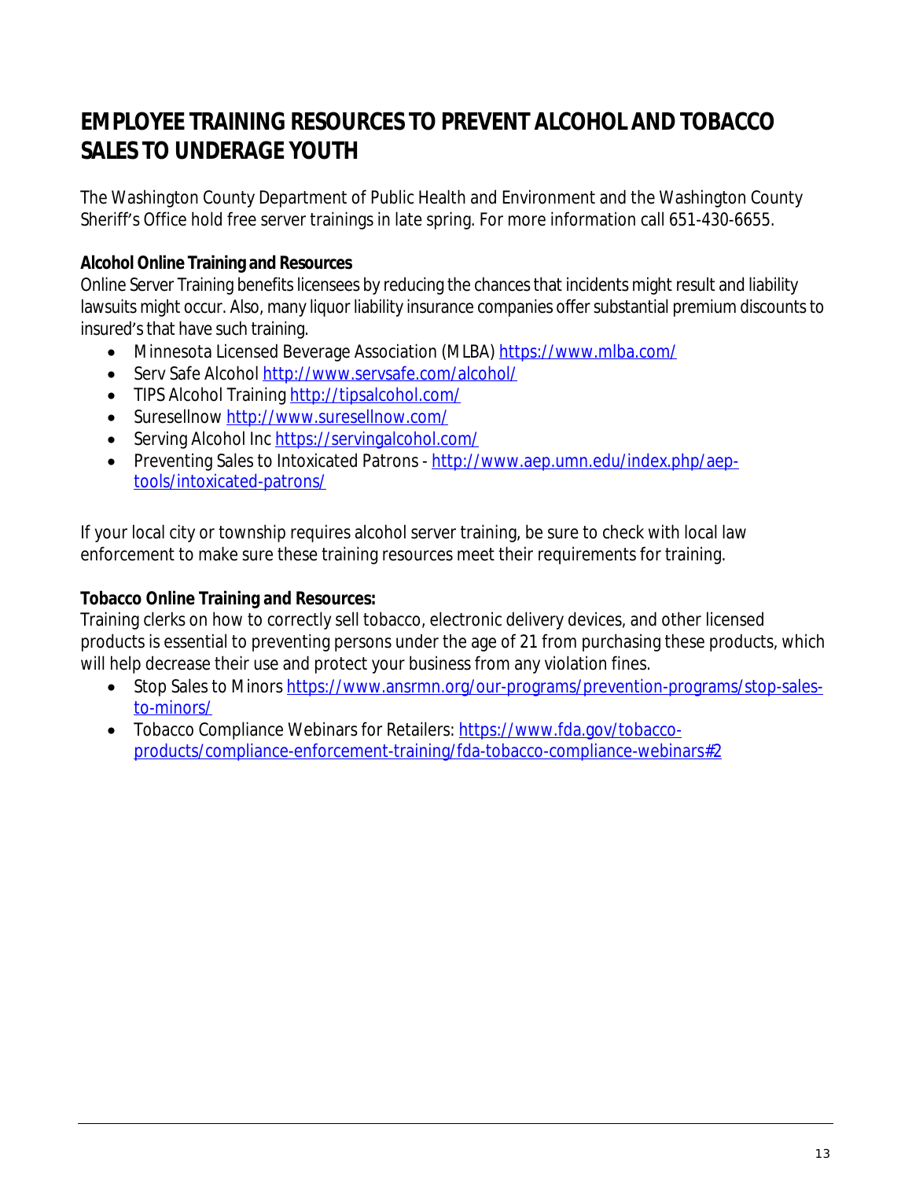# EMPLOYEE TRAINING RESOURCES TO PREVENT ALCOHOL AND TOBACCO SALES TO UNDERAGE YOUTH

The Washington County Department of Public Health and Environment and the Washington County Sheriff's Office hold free server trainings in late spring. For more information call 651-430-6655.

**Alcohol Online Training and Resources**

Online Server Training benefits licensees by reducing the chances that incidents might result and liability lawsuits might occur. Also, many liquor liability insurance companies offer substantial premium discounts to insured's that have such training.

- Minnesota Licensed Beverage Association (MLBA) https://www.mlba.com/
- Serv Safe Alcohol http://www.servsafe.com/alcohol/
- TIPS Alcohol Training http://tipsalcohol.com/
- Suresellnow http://www.suresellnow.com/
- Serving Alcohol Inc https://servingalcohol.com/
- Preventing Sales to Intoxicated Patrons - http://www.aep.umn.edu/index.php/aep-tools/intoxicated-patrons/

If your local city or township requires alcohol server training, be sure to check with local law enforcement to make sure these training resources meet their requirements for training.

**Tobacco Online Training and Resources:**

Training clerks on how to correctly sell tobacco, electronic delivery devices, and other licensed products is essential to preventing persons under the age of 21 from purchasing these products, which will help decrease their use and protect your business from any violation fines.

- Stop Sales to Minors https://www.ansrmn.org/our-programs/prevention-programs/stop-sales-to-minors/
- Tobacco Compliance Webinars for Retailers: https://www.fda.gov/tobacco-products/compliance-enforcement-training/fda-tobacco-compliance-webinars#2